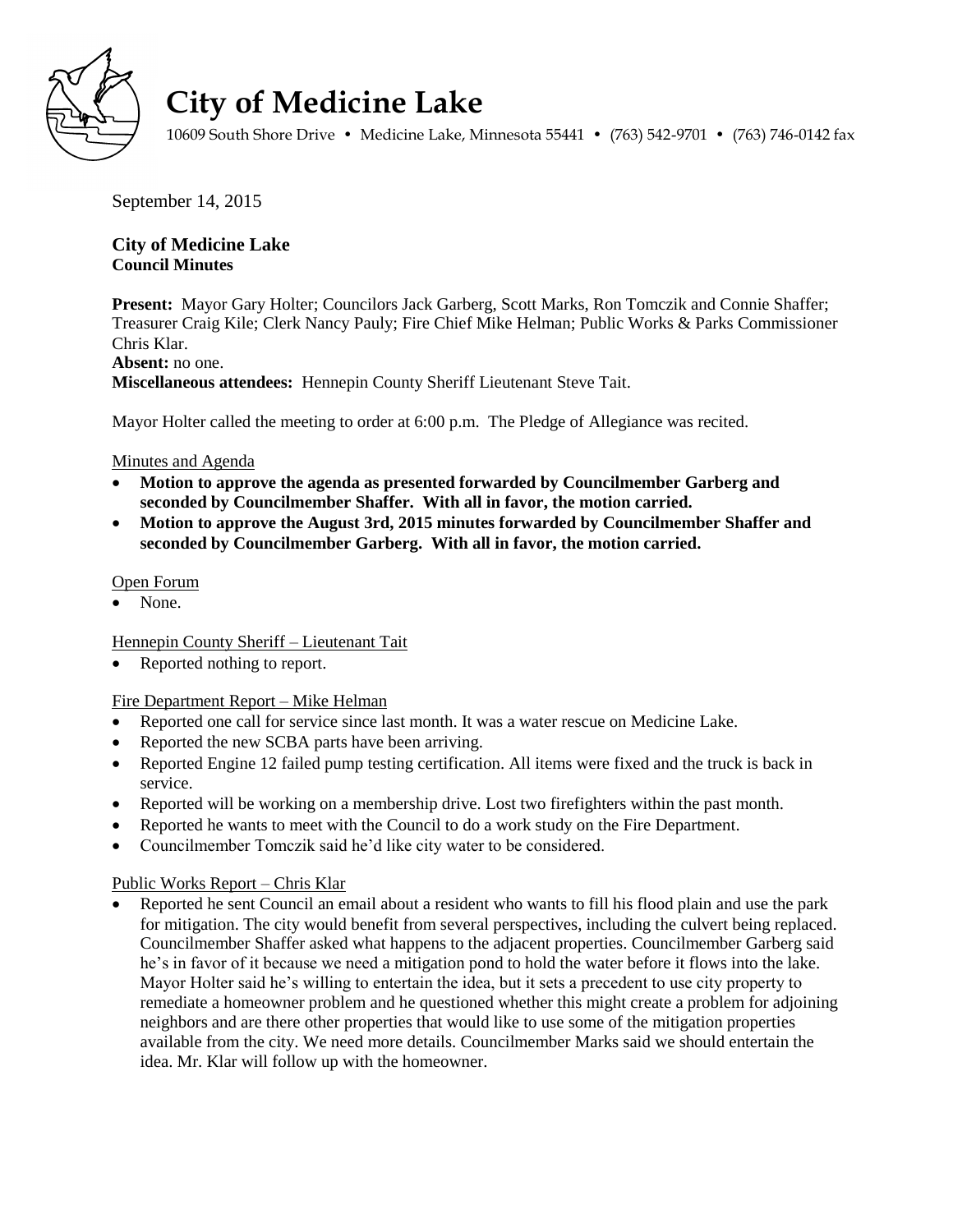# City of Medicine Lake

10609 South Shore Drive • Medicine Lake, Minnesota 55441 • (763) 542-9701 • (763) 746-0142 fax

September 14, 2015

**City of Medicine Lake**
**Council Minutes**

**Present:** Mayor Gary Holter; Councilors Jack Garberg, Scott Marks, Ron Tomczik and Connie Shaffer; Treasurer Craig Kile; Clerk Nancy Pauly; Fire Chief Mike Helman; Public Works & Parks Commissioner Chris Klar.
**Absent:** no one.
**Miscellaneous attendees:** Hennepin County Sheriff Lieutenant Steve Tait.

Mayor Holter called the meeting to order at 6:00 p.m. The Pledge of Allegiance was recited.

Minutes and Agenda

- **Motion to approve the agenda as presented forwarded by Councilmember Garberg and seconded by Councilmember Shaffer. With all in favor, the motion carried.**
- **Motion to approve the August 3rd, 2015 minutes forwarded by Councilmember Shaffer and seconded by Councilmember Garberg. With all in favor, the motion carried.**

Open Forum

- None.

Hennepin County Sheriff – Lieutenant Tait

- Reported nothing to report.

Fire Department Report – Mike Helman

- Reported one call for service since last month. It was a water rescue on Medicine Lake.
- Reported the new SCBA parts have been arriving.
- Reported Engine 12 failed pump testing certification. All items were fixed and the truck is back in service.
- Reported will be working on a membership drive. Lost two firefighters within the past month.
- Reported he wants to meet with the Council to do a work study on the Fire Department.
- Councilmember Tomczik said he'd like city water to be considered.

Public Works Report – Chris Klar

- Reported he sent Council an email about a resident who wants to fill his flood plain and use the park for mitigation. The city would benefit from several perspectives, including the culvert being replaced. Councilmember Shaffer asked what happens to the adjacent properties. Councilmember Garberg said he's in favor of it because we need a mitigation pond to hold the water before it flows into the lake. Mayor Holter said he's willing to entertain the idea, but it sets a precedent to use city property to remediate a homeowner problem and he questioned whether this might create a problem for adjoining neighbors and are there other properties that would like to use some of the mitigation properties available from the city. We need more details. Councilmember Marks said we should entertain the idea. Mr. Klar will follow up with the homeowner.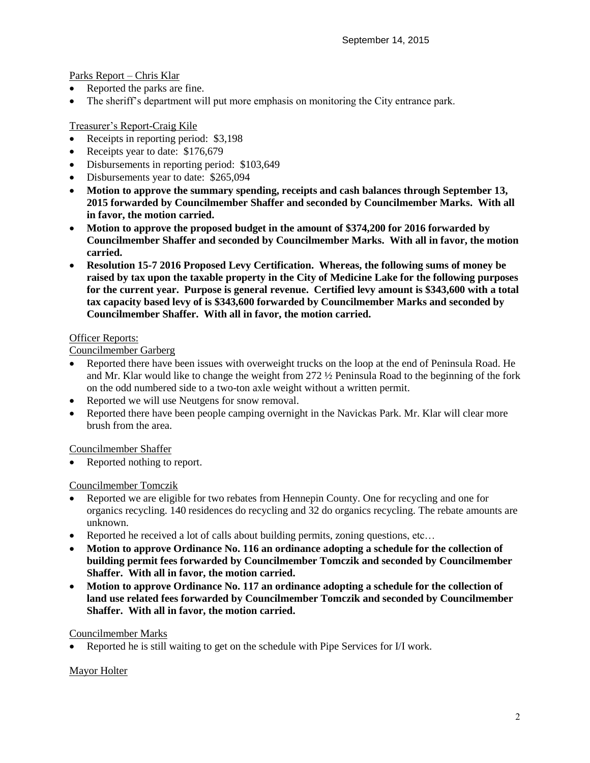Parks Report – Chris Klar

- Reported the parks are fine.
- The sheriff's department will put more emphasis on monitoring the City entrance park.

Treasurer's Report-Craig Kile

- Receipts in reporting period: $3,198
- Receipts year to date: $176,679
- Disbursements in reporting period: $103,649
- Disbursements year to date: $265,094
- **Motion to approve the summary spending, receipts and cash balances through September 13, 2015 forwarded by Councilmember Shaffer and seconded by Councilmember Marks. With all in favor, the motion carried.**
- **Motion to approve the proposed budget in the amount of $374,200 for 2016 forwarded by Councilmember Shaffer and seconded by Councilmember Marks. With all in favor, the motion carried.**
- **Resolution 15-7 2016 Proposed Levy Certification. Whereas, the following sums of money be raised by tax upon the taxable property in the City of Medicine Lake for the following purposes for the current year. Purpose is general revenue. Certified levy amount is $343,600 with a total tax capacity based levy of is $343,600 forwarded by Councilmember Marks and seconded by Councilmember Shaffer. With all in favor, the motion carried.**

Officer Reports:

Councilmember Garberg

- Reported there have been issues with overweight trucks on the loop at the end of Peninsula Road. He and Mr. Klar would like to change the weight from 272 ½ Peninsula Road to the beginning of the fork on the odd numbered side to a two-ton axle weight without a written permit.
- Reported we will use Neutgens for snow removal.
- Reported there have been people camping overnight in the Navickas Park. Mr. Klar will clear more brush from the area.

Councilmember Shaffer

- Reported nothing to report.

Councilmember Tomczik

- Reported we are eligible for two rebates from Hennepin County. One for recycling and one for organics recycling. 140 residences do recycling and 32 do organics recycling. The rebate amounts are unknown.
- Reported he received a lot of calls about building permits, zoning questions, etc…
- **Motion to approve Ordinance No. 116 an ordinance adopting a schedule for the collection of building permit fees forwarded by Councilmember Tomczik and seconded by Councilmember Shaffer. With all in favor, the motion carried.**
- **Motion to approve Ordinance No. 117 an ordinance adopting a schedule for the collection of land use related fees forwarded by Councilmember Tomczik and seconded by Councilmember Shaffer. With all in favor, the motion carried.**

Councilmember Marks

- Reported he is still waiting to get on the schedule with Pipe Services for I/I work.

Mayor Holter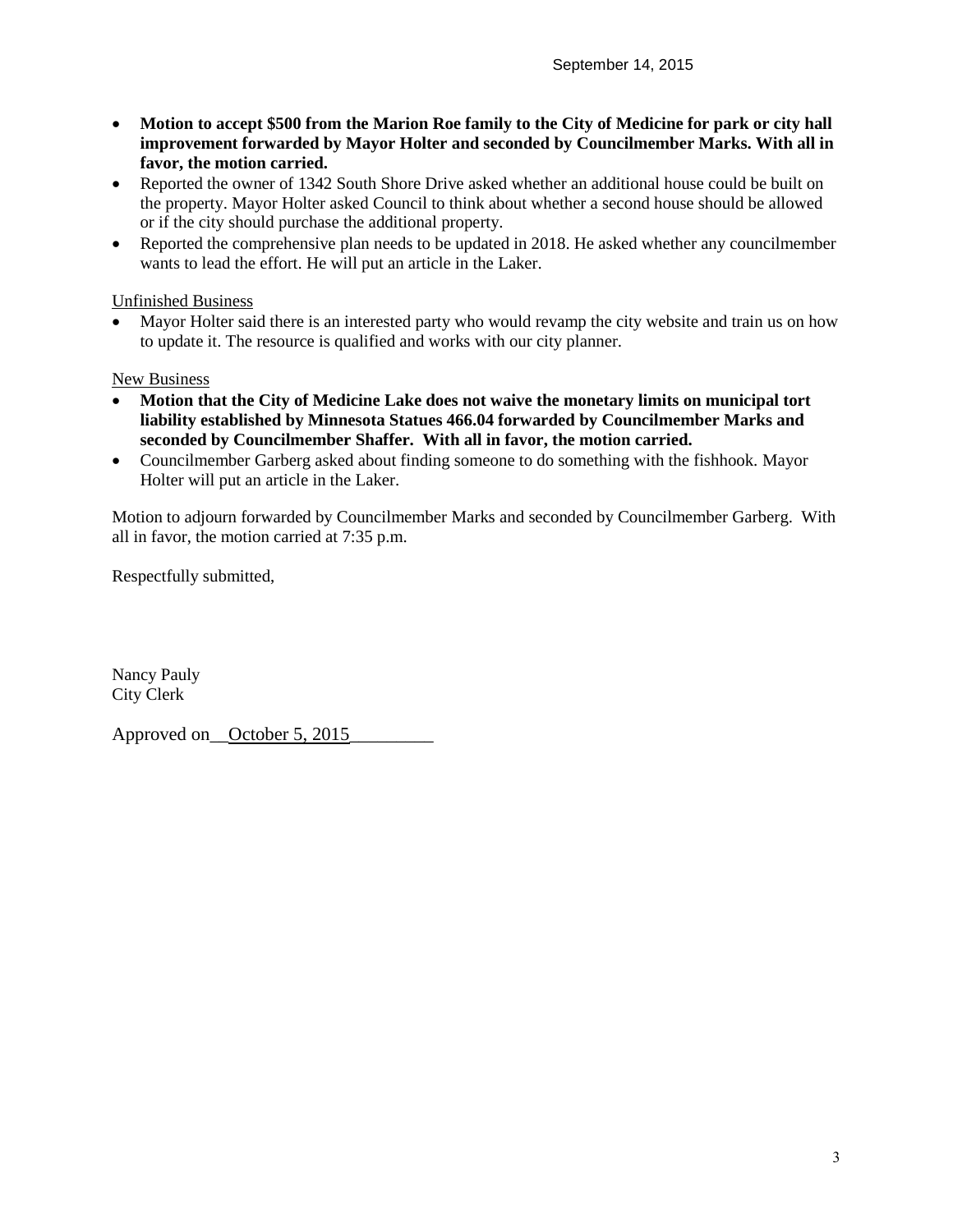- **Motion to accept $500 from the Marion Roe family to the City of Medicine for park or city hall improvement forwarded by Mayor Holter and seconded by Councilmember Marks. With all in favor, the motion carried.**
- Reported the owner of 1342 South Shore Drive asked whether an additional house could be built on the property. Mayor Holter asked Council to think about whether a second house should be allowed or if the city should purchase the additional property.
- Reported the comprehensive plan needs to be updated in 2018. He asked whether any councilmember wants to lead the effort. He will put an article in the Laker.

Unfinished Business

- Mayor Holter said there is an interested party who would revamp the city website and train us on how to update it. The resource is qualified and works with our city planner.

New Business

- **Motion that the City of Medicine Lake does not waive the monetary limits on municipal tort liability established by Minnesota Statues 466.04 forwarded by Councilmember Marks and seconded by Councilmember Shaffer. With all in favor, the motion carried.**
- Councilmember Garberg asked about finding someone to do something with the fishhook. Mayor Holter will put an article in the Laker.

Motion to adjourn forwarded by Councilmember Marks and seconded by Councilmember Garberg. With all in favor, the motion carried at 7:35 p.m.

Respectfully submitted,

Nancy Pauly
City Clerk

Approved on__October 5, 2015_________